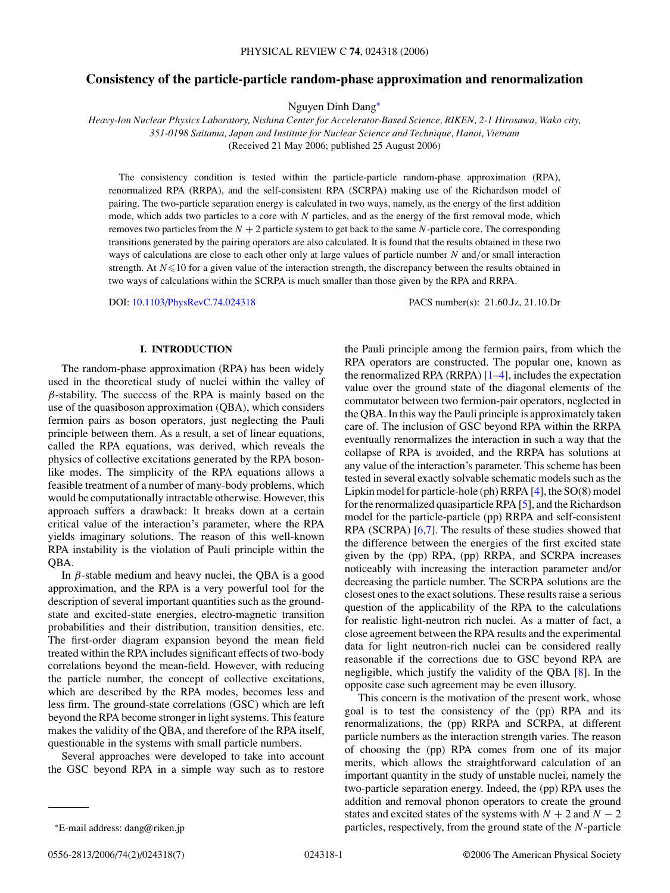# Consistency of the particle-particle random-phase approximation and renormalization

Nguyen Dinh Dang*

*Heavy-Ion Nuclear Physics Laboratory, Nishina Center for Accelerator-Based Science, RIKEN, 2-1 Hirosawa, Wako city, 351-0198 Saitama, Japan and Institute for Nuclear Science and Technique, Hanoi, Vietnam*

(Received 21 May 2006; published 25 August 2006)

The consistency condition is tested within the particle-particle random-phase approximation (RPA), renormalized RPA (RRPA), and the self-consistent RPA (SCRPA) making use of the Richardson model of pairing. The two-particle separation energy is calculated in two ways, namely, as the energy of the first addition mode, which adds two particles to a core with $N$ particles, and as the energy of the first removal mode, which removes two particles from the $N+2$ particle system to get back to the same $N$-particle core. The corresponding transitions generated by the pairing operators are also calculated. It is found that the results obtained in these two ways of calculations are close to each other only at large values of particle number $N$ and/or small interaction strength. At $N \leqslant 10$ for a given value of the interaction strength, the discrepancy between the results obtained in two ways of calculations within the SCRPA is much smaller than those given by the RPA and RRPA.

DOI: 10.1103/PhysRevC.74.024318 PACS number(s): 21.60.Jz, 21.10.Dr

## I. INTRODUCTION

The random-phase approximation (RPA) has been widely used in the theoretical study of nuclei within the valley of $\beta$-stability. The success of the RPA is mainly based on the use of the quasiboson approximation (QBA), which considers fermion pairs as boson operators, just neglecting the Pauli principle between them. As a result, a set of linear equations, called the RPA equations, was derived, which reveals the physics of collective excitations generated by the RPA boson-like modes. The simplicity of the RPA equations allows a feasible treatment of a number of many-body problems, which would be computationally intractable otherwise. However, this approach suffers a drawback: It breaks down at a certain critical value of the interaction's parameter, where the RPA yields imaginary solutions. The reason of this well-known RPA instability is the violation of Pauli principle within the QBA.

In $\beta$-stable medium and heavy nuclei, the QBA is a good approximation, and the RPA is a very powerful tool for the description of several important quantities such as the ground-state and excited-state energies, electro-magnetic transition probabilities and their distribution, transition densities, etc. The first-order diagram expansion beyond the mean field treated within the RPA includes significant effects of two-body correlations beyond the mean-field. However, with reducing the particle number, the concept of collective excitations, which are described by the RPA modes, becomes less and less firm. The ground-state correlations (GSC) which are left beyond the RPA become stronger in light systems. This feature makes the validity of the QBA, and therefore of the RPA itself, questionable in the systems with small particle numbers.

Several approaches were developed to take into account the GSC beyond RPA in a simple way such as to restore the Pauli principle among the fermion pairs, from which the RPA operators are constructed. The popular one, known as the renormalized RPA (RRPA) [1–4], includes the expectation value over the ground state of the diagonal elements of the commutator between two fermion-pair operators, neglected in the QBA. In this way the Pauli principle is approximately taken care of. The inclusion of GSC beyond RPA within the RRPA eventually renormalizes the interaction in such a way that the collapse of RPA is avoided, and the RRPA has solutions at any value of the interaction's parameter. This scheme has been tested in several exactly solvable schematic models such as the Lipkin model for particle-hole (ph) RRPA [4], the SO(8) model for the renormalized quasiparticle RPA [5], and the Richardson model for the particle-particle (pp) RRPA and self-consistent RPA (SCRPA) [6,7]. The results of these studies showed that the difference between the energies of the first excited state given by the (pp) RPA, (pp) RRPA, and SCRPA increases noticeably with increasing the interaction parameter and/or decreasing the particle number. The SCRPA solutions are the closest ones to the exact solutions. These results raise a serious question of the applicability of the RPA to the calculations for realistic light-neutron rich nuclei. As a matter of fact, a close agreement between the RPA results and the experimental data for light neutron-rich nuclei can be considered really reasonable if the corrections due to GSC beyond RPA are negligible, which justify the validity of the QBA [8]. In the opposite case such agreement may be even illusory.

This concern is the motivation of the present work, whose goal is to test the consistency of the (pp) RPA and its renormalizations, the (pp) RRPA and SCRPA, at different particle numbers as the interaction strength varies. The reason of choosing the (pp) RPA comes from one of its major merits, which allows the straightforward calculation of an important quantity in the study of unstable nuclei, namely the two-particle separation energy. Indeed, the (pp) RPA uses the addition and removal phonon operators to create the ground states and excited states of the systems with $N+2$ and $N-2$ particles, respectively, from the ground state of the $N$-particle

*E-mail address: dang@riken.jp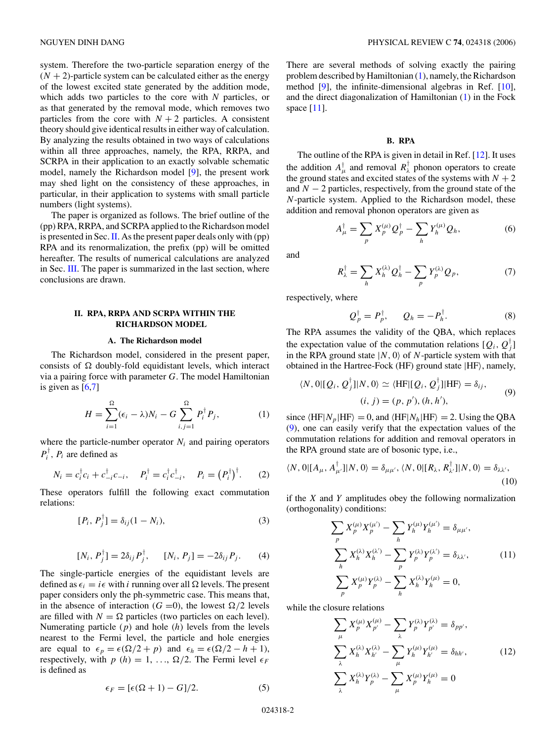system. Therefore the two-particle separation energy of the $(N+2)$-particle system can be calculated either as the energy of the lowest excited state generated by the addition mode, which adds two particles to the core with $N$ particles, or as that generated by the removal mode, which removes two particles from the core with $N+2$ particles. A consistent theory should give identical results in either way of calculation. By analyzing the results obtained in two ways of calculations within all three approaches, namely, the RPA, RRPA, and SCRPA in their application to an exactly solvable schematic model, namely the Richardson model [9], the present work may shed light on the consistency of these approaches, in particular, in their application to systems with small particle numbers (light systems).

The paper is organized as follows. The brief outline of the (pp) RPA, RRPA, and SCRPA applied to the Richardson model is presented in Sec. II. As the present paper deals only with (pp) RPA and its renormalization, the prefix (pp) will be omitted hereafter. The results of numerical calculations are analyzed in Sec. III. The paper is summarized in the last section, where conclusions are drawn.

## II. RPA, RRPA AND SCRPA WITHIN THE RICHARDSON MODEL

### A. The Richardson model

The Richardson model, considered in the present paper, consists of $\Omega$ doubly-fold equidistant levels, which interact via a pairing force with parameter $G$. The model Hamiltonian is given as [6,7]

$$H = \sum_{i=1}^{\Omega}(\epsilon_i - \lambda)N_i - G\sum_{i,j=1}^{\Omega} P_i^{\dagger}P_j, \tag{1}$$

where the particle-number operator $N_i$ and pairing operators $P_i^{\dagger}$, $P_i$ are defined as

$$N_i = c_i^{\dagger}c_i + c_{-i}^{\dagger}c_{-i}, \quad P_i^{\dagger} = c_i^{\dagger}c_{-i}^{\dagger}, \quad P_i = \left(P_i^{\dagger}\right)^{\dagger}. \tag{2}$$

These operators fulfill the following exact commutation relations:

$$[P_i, P_j^{\dagger}] = \delta_{ij}(1 - N_i), \tag{3}$$

$$[N_i, P_j^{\dagger}] = 2\delta_{ij}P_j^{\dagger}, \quad [N_i, P_j] = -2\delta_{ij}P_j. \tag{4}$$

The single-particle energies of the equidistant levels are defined as $\epsilon_i = i\epsilon$ with $i$ running over all $\Omega$ levels. The present paper considers only the ph-symmetric case. This means that, in the absence of interaction ($G=0$), the lowest $\Omega/2$ levels are filled with $N = \Omega$ particles (two particles on each level). Numerating particle ($p$) and hole ($h$) levels from the levels nearest to the Fermi level, the particle and hole energies are equal to $\epsilon_p = \epsilon(\Omega/2 + p)$ and $\epsilon_h = \epsilon(\Omega/2 - h + 1)$, respectively, with $p$ ($h$) $= 1, \ldots, \Omega/2$. The Fermi level $\epsilon_F$ is defined as

$$\epsilon_F = [\epsilon(\Omega + 1) - G]/2. \tag{5}$$

There are several methods of solving exactly the pairing problem described by Hamiltonian (1), namely, the Richardson method [9], the infinite-dimensional algebras in Ref. [10], and the direct diagonalization of Hamiltonian (1) in the Fock space [11].

### B. RPA

The outline of the RPA is given in detail in Ref. [12]. It uses the addition $A_{\mu}^{\dagger}$ and removal $R_{\lambda}^{\dagger}$ phonon operators to create the ground states and excited states of the systems with $N+2$ and $N-2$ particles, respectively, from the ground state of the $N$-particle system. Applied to the Richardson model, these addition and removal phonon operators are given as

$$A_{\mu}^{\dagger} = \sum_p X_p^{(\mu)}Q_p^{\dagger} - \sum_h Y_h^{(\mu)}Q_h, \tag{6}$$

and

$$R_{\lambda}^{\dagger} = \sum_h X_h^{(\lambda)}Q_h^{\dagger} - \sum_p Y_p^{(\lambda)}Q_p, \tag{7}$$

respectively, where

$$Q_p^{\dagger} = P_p^{\dagger}, \quad Q_h = -P_h^{\dagger}. \tag{8}$$

The RPA assumes the validity of the QBA, which replaces the expectation value of the commutation relations $[Q_i, Q_j^{\dagger}]$ in the RPA ground state $|N,0\rangle$ of $N$-particle system with that obtained in the Hartree-Fock (HF) ground state $|\text{HF}\rangle$, namely,

$$\langle N,0|[Q_i, Q_j^{\dagger}]|N,0\rangle \simeq \langle \text{HF}|[Q_i, Q_j^{\dagger}]|\text{HF}\rangle = \delta_{ij}, \quad (i,j) = (p,p'), (h,h'), \tag{9}$$

since $\langle \text{HF}|N_p|\text{HF}\rangle = 0$, and $\langle \text{HF}|N_h|\text{HF}\rangle = 2$. Using the QBA (9), one can easily verify that the expectation values of the commutation relations for addition and removal operators in the RPA ground state are of bosonic type, i.e.,

$$\langle N,0|[A_{\mu}, A_{\mu'}^{\dagger}]|N,0\rangle = \delta_{\mu\mu'}, \langle N,0|[R_{\lambda}, R_{\lambda'}^{\dagger}]|N,0\rangle = \delta_{\lambda\lambda'}, \tag{10}$$

if the $X$ and $Y$ amplitudes obey the following normalization (orthogonality) conditions:

$$\begin{aligned}
&\sum_p X_p^{(\mu)}X_p^{(\mu')} - \sum_h Y_h^{(\mu)}Y_h^{(\mu')} = \delta_{\mu\mu'}, \\
&\sum_h X_h^{(\lambda)}X_h^{(\lambda')} - \sum_p Y_p^{(\lambda)}Y_p^{(\lambda')} = \delta_{\lambda\lambda'}, \\
&\sum_p X_p^{(\mu)}Y_p^{(\lambda)} - \sum_h X_h^{(\lambda)}Y_h^{(\mu)} = 0,
\end{aligned} \tag{11}$$

while the closure relations

$$\begin{aligned}
&\sum_{\mu} X_p^{(\mu)}X_{p'}^{(\mu)} - \sum_{\lambda} Y_p^{(\lambda)}Y_{p'}^{(\lambda)} = \delta_{pp'}, \\
&\sum_{\lambda} X_h^{(\lambda)}X_{h'}^{(\lambda)} - \sum_{\mu} Y_h^{(\mu)}Y_{h'}^{(\mu)} = \delta_{hh'}, \\
&\sum_{\lambda} X_h^{(\lambda)}Y_p^{(\lambda)} - \sum_{\mu} X_p^{(\mu)}Y_h^{(\mu)} = 0
\end{aligned} \tag{12}$$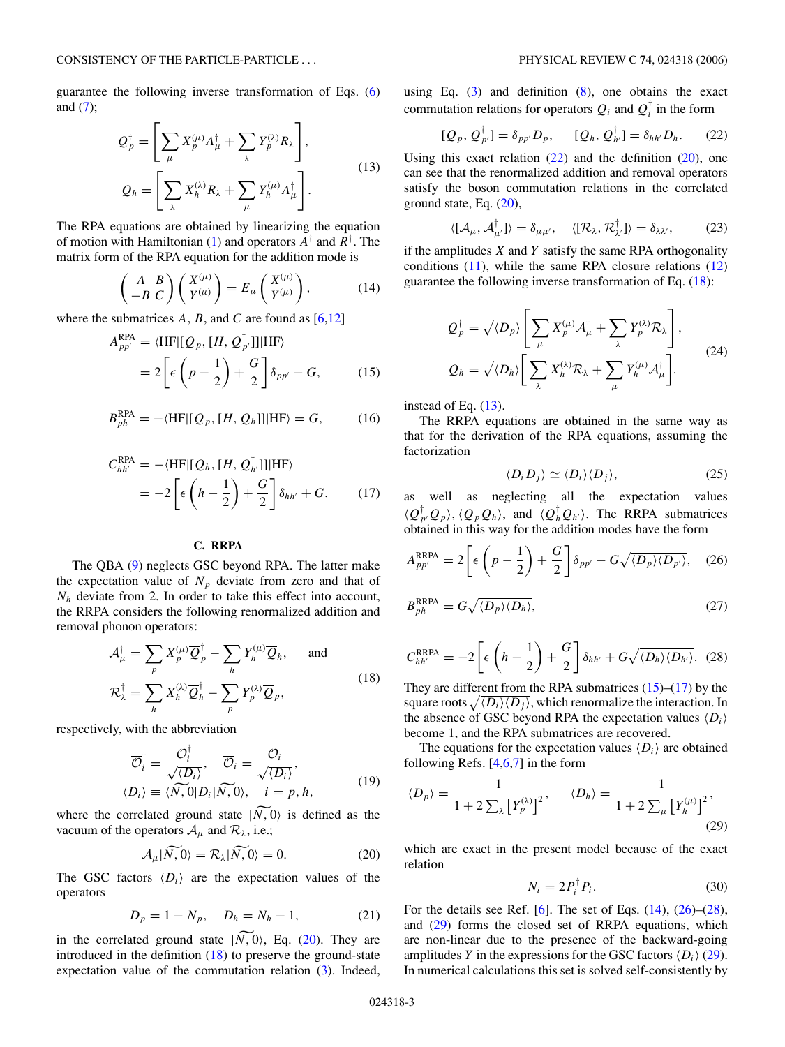guarantee the following inverse transformation of Eqs. (6) and (7);

$$
Q_p^\dagger = \left[ \sum_\mu X_p^{(\mu)} A_\mu^\dagger + \sum_\lambda Y_p^{(\lambda)} R_\lambda \right],
$$
$$
Q_h = \left[ \sum_\lambda X_h^{(\lambda)} R_\lambda + \sum_\mu Y_h^{(\mu)} A_\mu^\dagger \right]. \tag{13}
$$

The RPA equations are obtained by linearizing the equation of motion with Hamiltonian (1) and operators $A^\dagger$ and $R^\dagger$. The matrix form of the RPA equation for the addition mode is

$$
\begin{pmatrix} A & B \\ -B & C \end{pmatrix} \begin{pmatrix} X^{(\mu)} \\ Y^{(\mu)} \end{pmatrix} = E_\mu \begin{pmatrix} X^{(\mu)} \\ Y^{(\mu)} \end{pmatrix}, \tag{14}
$$

where the submatrices $A$, $B$, and $C$ are found as [6,12]

$$
A_{pp'}^{\rm RPA} = \langle {\rm HF}|[Q_p,[H,Q_{p'}^\dagger]]|{\rm HF}\rangle = 2\left[\epsilon\left(p-\frac{1}{2}\right)+\frac{G}{2}\right]\delta_{pp'} - G, \tag{15}
$$

$$
B_{ph}^{\rm RPA} = -\langle {\rm HF}|[Q_p,[H,Q_h]]|{\rm HF}\rangle = G, \tag{16}
$$

$$
C_{hh'}^{\rm RPA} = -\langle {\rm HF}|[Q_h,[H,Q_{h'}^\dagger]]|{\rm HF}\rangle = -2\left[\epsilon\left(h-\frac{1}{2}\right)+\frac{G}{2}\right]\delta_{hh'} + G. \tag{17}
$$

### C. RRPA

The QBA (9) neglects GSC beyond RPA. The latter make the expectation value of $N_p$ deviate from zero and that of $N_h$ deviate from 2. In order to take this effect into account, the RRPA considers the following renormalized addition and removal phonon operators:

$$
\mathcal{A}_\mu^\dagger = \sum_p X_p^{(\mu)} \overline{Q}_p^\dagger - \sum_h Y_h^{(\mu)} \overline{Q}_h, \quad \text{and}
$$
$$
\mathcal{R}_\lambda^\dagger = \sum_h X_h^{(\lambda)} \overline{Q}_h^\dagger - \sum_p Y_p^{(\lambda)} \overline{Q}_p, \tag{18}
$$

respectively, with the abbreviation

$$
\overline{\mathcal{O}}_i^\dagger = \frac{\mathcal{O}_i^\dagger}{\sqrt{\langle D_i \rangle}}, \quad \overline{\mathcal{O}}_i = \frac{\mathcal{O}_i}{\sqrt{\langle D_i \rangle}},
$$
$$
\langle D_i \rangle \equiv \langle \widetilde{N,0}|D_i|\widetilde{N,0}\rangle, \quad i = p, h, \tag{19}
$$

where the correlated ground state $|\widetilde{N,0}\rangle$ is defined as the vacuum of the operators $\mathcal{A}_\mu$ and $\mathcal{R}_\lambda$, i.e.;

$$
\mathcal{A}_\mu|\widetilde{N,0}\rangle = \mathcal{R}_\lambda|\widetilde{N,0}\rangle = 0. \tag{20}
$$

The GSC factors $\langle D_i \rangle$ are the expectation values of the operators

$$
D_p = 1 - N_p, \quad D_h = N_h - 1, \tag{21}
$$

in the correlated ground state $|\widetilde{N,0}\rangle$, Eq. (20). They are introduced in the definition (18) to preserve the ground-state expectation value of the commutation relation (3). Indeed, using Eq. (3) and definition (8), one obtains the exact commutation relations for operators $Q_i$ and $Q_i^\dagger$ in the form

$$
[Q_p, Q_{p'}^\dagger] = \delta_{pp'} D_p, \quad [Q_h, Q_{h'}^\dagger] = \delta_{hh'} D_h. \tag{22}
$$

Using this exact relation (22) and the definition (20), one can see that the renormalized addition and removal operators satisfy the boson commutation relations in the correlated ground state, Eq. (20),

$$
\langle [\mathcal{A}_\mu, \mathcal{A}_{\mu'}^\dagger] \rangle = \delta_{\mu\mu'}, \quad \langle [\mathcal{R}_\lambda, \mathcal{R}_{\lambda'}^\dagger] \rangle = \delta_{\lambda\lambda'}, \tag{23}
$$

if the amplitudes $X$ and $Y$ satisfy the same RPA orthogonality conditions (11), while the same RPA closure relations (12) guarantee the following inverse transformation of Eq. (18):

$$
Q_p^\dagger = \sqrt{\langle D_p \rangle} \left[ \sum_\mu X_p^{(\mu)} \mathcal{A}_\mu^\dagger + \sum_\lambda Y_p^{(\lambda)} \mathcal{R}_\lambda \right],
$$
$$
Q_h = \sqrt{\langle D_h \rangle} \left[ \sum_\lambda X_h^{(\lambda)} \mathcal{R}_\lambda + \sum_\mu Y_h^{(\mu)} \mathcal{A}_\mu^\dagger \right]. \tag{24}
$$

instead of Eq. (13).

The RRPA equations are obtained in the same way as that for the derivation of the RPA equations, assuming the factorization

$$
\langle D_i D_j \rangle \simeq \langle D_i \rangle \langle D_j \rangle, \tag{25}
$$

as well as neglecting all the expectation values $\langle Q_{p'}^\dagger Q_p \rangle$, $\langle Q_p Q_h \rangle$, and $\langle Q_h^\dagger Q_{h'} \rangle$. The RRPA submatrices obtained in this way for the addition modes have the form

$$
A_{pp'}^{\rm RRPA} = 2\left[\epsilon\left(p-\frac{1}{2}\right)+\frac{G}{2}\right]\delta_{pp'} - G\sqrt{\langle D_p \rangle \langle D_{p'} \rangle}, \tag{26}
$$

$$
B_{ph}^{\rm RRPA} = G\sqrt{\langle D_p \rangle \langle D_h \rangle}, \tag{27}
$$

$$
C_{hh'}^{\rm RRPA} = -2\left[\epsilon\left(h-\frac{1}{2}\right)+\frac{G}{2}\right]\delta_{hh'} + G\sqrt{\langle D_h \rangle \langle D_{h'} \rangle}. \tag{28}
$$

They are different from the RPA submatrices (15)–(17) by the square roots $\sqrt{\langle D_i \rangle \langle D_j \rangle}$, which renormalize the interaction. In the absence of GSC beyond RPA the expectation values $\langle D_i \rangle$ become 1, and the RPA submatrices are recovered.

The equations for the expectation values $\langle D_i \rangle$ are obtained following Refs. [4,6,7] in the form

$$
\langle D_p \rangle = \frac{1}{1 + 2\sum_\lambda \left[Y_p^{(\lambda)}\right]^2}, \quad \langle D_h \rangle = \frac{1}{1 + 2\sum_\mu \left[Y_h^{(\mu)}\right]^2}, \tag{29}
$$

which are exact in the present model because of the exact relation

$$
N_i = 2P_i^\dagger P_i. \tag{30}
$$

For the details see Ref. [6]. The set of Eqs. (14), (26)–(28), and (29) forms the closed set of RRPA equations, which are non-linear due to the presence of the backward-going amplitudes $Y$ in the expressions for the GSC factors $\langle D_i \rangle$ (29). In numerical calculations this set is solved self-consistently by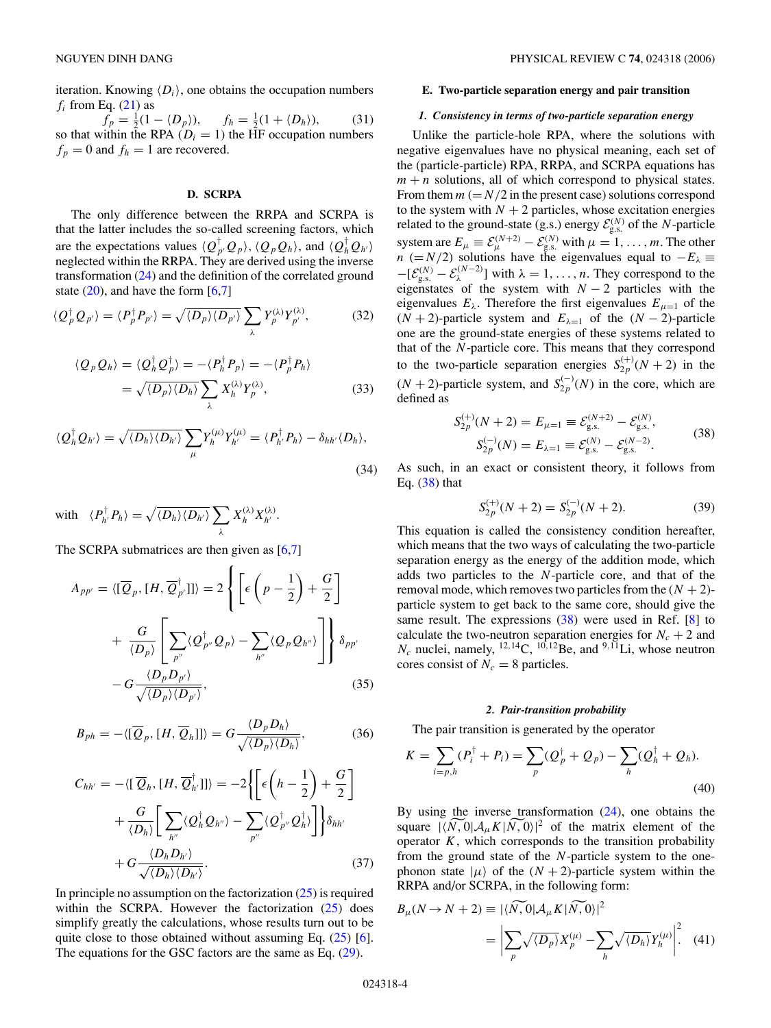iteration. Knowing $\langle D_i \rangle$, one obtains the occupation numbers $f_i$ from Eq. (21) as

$$f_p = \frac{1}{2}(1 - \langle D_p \rangle), \qquad f_h = \frac{1}{2}(1 + \langle D_h \rangle), \tag{31}$$

so that within the RPA ($D_i = 1$) the HF occupation numbers $f_p = 0$ and $f_h = 1$ are recovered.

### D. SCRPA

The only difference between the RRPA and SCRPA is that the latter includes the so-called screening factors, which are the expectations values $\langle Q_{p'}^\dagger Q_p \rangle$, $\langle Q_p Q_h \rangle$, and $\langle Q_h^\dagger Q_{h'} \rangle$ neglected within the RRPA. They are derived using the inverse transformation (24) and the definition of the correlated ground state (20), and have the form [6,7]

$$\langle Q_p^\dagger Q_{p'} \rangle = \langle P_p^\dagger P_{p'} \rangle = \sqrt{\langle D_p \rangle \langle D_{p'} \rangle} \sum_\lambda Y_p^{(\lambda)} Y_{p'}^{(\lambda)}, \tag{32}$$

$$\begin{aligned}\langle Q_p Q_h \rangle = \langle Q_h^\dagger Q_p^\dagger \rangle &= -\langle P_h^\dagger P_p \rangle = -\langle P_p^\dagger P_h \rangle \\ &= \sqrt{\langle D_p \rangle \langle D_h \rangle} \sum_\lambda X_h^{(\lambda)} Y_p^{(\lambda)},\end{aligned} \tag{33}$$

$$\langle Q_h^\dagger Q_{h'} \rangle = \sqrt{\langle D_h \rangle \langle D_{h'} \rangle} \sum_\mu Y_h^{(\mu)} Y_{h'}^{(\mu)} = \langle P_{h'}^\dagger P_h \rangle - \delta_{hh'} \langle D_h \rangle, \tag{34}$$

with $\langle P_{h'}^\dagger P_h \rangle = \sqrt{\langle D_h \rangle \langle D_{h'} \rangle} \sum_\lambda X_h^{(\lambda)} X_{h'}^{(\lambda)}$.

The SCRPA submatrices are then given as [6,7]

$$\begin{aligned}A_{pp'} = \langle [\overline{Q}_p, [H, \overline{Q}_{p'}^\dagger]] \rangle = 2\Bigg\{ &\left[ \epsilon \left( p - \frac{1}{2} \right) + \frac{G}{2} \right] \\ &+ \frac{G}{\langle D_p \rangle} \left[ \sum_{p''} \langle Q_{p''}^\dagger Q_p \rangle - \sum_{h''} \langle Q_p Q_{h''} \rangle \right] \Bigg\} \delta_{pp'} \\ &- G \frac{\langle D_p D_{p'} \rangle}{\sqrt{\langle D_p \rangle \langle D_{p'} \rangle}},\end{aligned} \tag{35}$$

$$B_{ph} = -\langle [\overline{Q}_p, [H, \overline{Q}_h]] \rangle = G \frac{\langle D_p D_h \rangle}{\sqrt{\langle D_p \rangle \langle D_h \rangle}}, \tag{36}$$

$$\begin{aligned}C_{hh'} = -\langle [\overline{Q}_h, [H, \overline{Q}_{h'}^\dagger]] \rangle = -2\Bigg\{ &\left[ \epsilon \left( h - \frac{1}{2} \right) + \frac{G}{2} \right] \\ &+ \frac{G}{\langle D_h \rangle} \left[ \sum_{h''} \langle Q_h^\dagger Q_{h''} \rangle - \sum_{p''} \langle Q_{p''}^\dagger Q_h^\dagger \rangle \right] \Bigg\} \delta_{hh'} \\ &+ G \frac{\langle D_h D_{h'} \rangle}{\sqrt{\langle D_h \rangle \langle D_{h'} \rangle}}.\end{aligned} \tag{37}$$

In principle no assumption on the factorization (25) is required within the SCRPA. However the factorization (25) does simplify greatly the calculations, whose results turn out to be quite close to those obtained without assuming Eq. (25) [6]. The equations for the GSC factors are the same as Eq. (29).

### E. Two-particle separation energy and pair transition

#### 1. Consistency in terms of two-particle separation energy

Unlike the particle-hole RPA, where the solutions with negative eigenvalues have no physical meaning, each set of the (particle-particle) RPA, RRPA, and SCRPA equations has $m + n$ solutions, all of which correspond to physical states. From them $m$ ($= N/2$ in the present case) solutions correspond to the system with $N + 2$ particles, whose excitation energies related to the ground-state (g.s.) energy $\mathcal{E}_{\text{g.s.}}^{(N)}$ of the $N$-particle system are $E_\mu \equiv \mathcal{E}_\mu^{(N+2)} - \mathcal{E}_{\text{g.s.}}^{(N)}$ with $\mu = 1, \ldots, m$. The other $n$ ($= N/2$) solutions have the eigenvalues equal to $-E_\lambda \equiv -[\mathcal{E}_{\text{g.s.}}^{(N)} - \mathcal{E}_\lambda^{(N-2)}]$ with $\lambda = 1, \ldots, n$. They correspond to the eigenstates of the system with $N - 2$ particles with the eigenvalues $E_\lambda$. Therefore the first eigenvalues $E_{\mu=1}$ of the $(N + 2)$-particle system and $E_{\lambda=1}$ of the $(N - 2)$-particle one are the ground-state energies of these systems related to that of the $N$-particle core. This means that they correspond to the two-particle separation energies $S_{2p}^{(+)}(N + 2)$ in the $(N + 2)$-particle system, and $S_{2p}^{(-)}(N)$ in the core, which are defined as

$$\begin{aligned}S_{2p}^{(+)}(N + 2) &= E_{\mu=1} \equiv \mathcal{E}_{\text{g.s.}}^{(N+2)} - \mathcal{E}_{\text{g.s.}}^{(N)}, \\ S_{2p}^{(-)}(N) &= E_{\lambda=1} \equiv \mathcal{E}_{\text{g.s.}}^{(N)} - \mathcal{E}_{\text{g.s.}}^{(N-2)}.\end{aligned} \tag{38}$$

As such, in an exact or consistent theory, it follows from Eq. (38) that

$$S_{2p}^{(+)}(N + 2) = S_{2p}^{(-)}(N + 2). \tag{39}$$

This equation is called the consistency condition hereafter, which means that the two ways of calculating the two-particle separation energy as the energy of the addition mode, which adds two particles to the $N$-particle core, and that of the removal mode, which removes two particles from the $(N + 2)$-particle system to get back to the same core, should give the same result. The expressions (38) were used in Ref. [8] to calculate the two-neutron separation energies for $N_c + 2$ and $N_c$ nuclei, namely, $^{12,14}$C, $^{10,12}$Be, and $^{9,11}$Li, whose neutron cores consist of $N_c = 8$ particles.

#### 2. Pair-transition probability

The pair transition is generated by the operator

$$K = \sum_{i=p,h} (P_i^\dagger + P_i) = \sum_p (Q_p^\dagger + Q_p) - \sum_h (Q_h^\dagger + Q_h). \tag{40}$$

By using the inverse transformation (24), one obtains the square $|\langle \widetilde{N, 0} | \mathcal{A}_\mu K | \widetilde{N, 0} \rangle|^2$ of the matrix element of the operator $K$, which corresponds to the transition probability from the ground state of the $N$-particle system to the one-phonon state $|\mu\rangle$ of the $(N + 2)$-particle system within the RRPA and/or SCRPA, in the following form:

$$\begin{aligned}B_\mu(N \to N + 2) &\equiv |\langle \widetilde{N, 0} | \mathcal{A}_\mu K | \widetilde{N, 0} \rangle|^2 \\ &= \left| \sum_p \sqrt{\langle D_p \rangle} X_p^{(\mu)} - \sum_h \sqrt{\langle D_h \rangle} Y_h^{(\mu)} \right|^2.\end{aligned} \tag{41}$$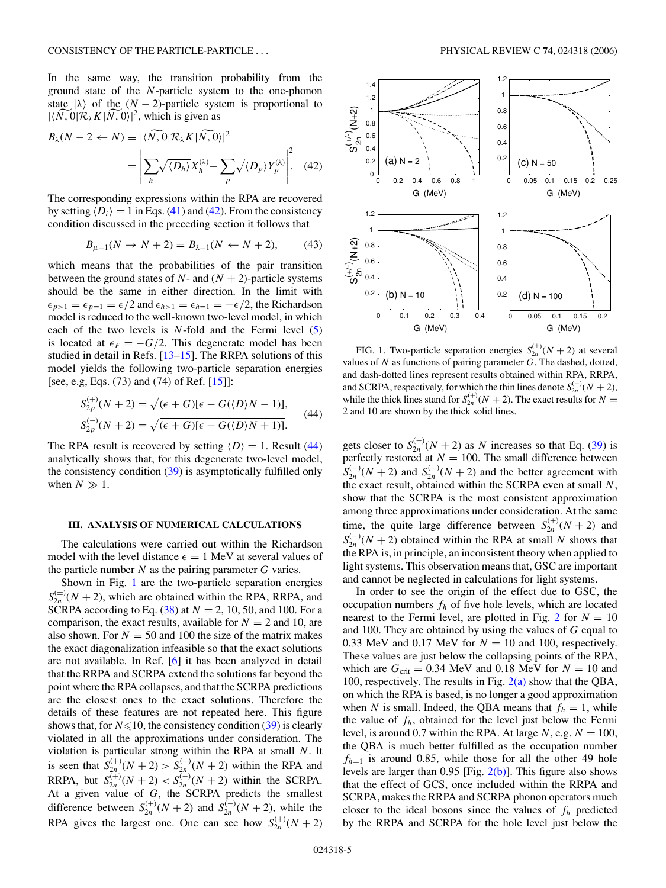In the same way, the transition probability from the ground state of the $N$-particle system to the one-phonon state $|\lambda\rangle$ of the $(N-2)$-particle system is proportional to $|\langle\widetilde{N,0}|\mathcal{R}_\lambda K|\widetilde{N,0}\rangle|^2$, which is given as

$$B_\lambda(N-2 \leftarrow N) \equiv |\langle\widetilde{N,0}|\mathcal{R}_\lambda K|\widetilde{N,0}\rangle|^2 = \left|\sum_h \sqrt{\langle D_h\rangle} X_h^{(\lambda)} - \sum_p \sqrt{\langle D_p\rangle} Y_p^{(\lambda)}\right|^2. \quad (42)$$

The corresponding expressions within the RPA are recovered by setting $\langle D_i\rangle = 1$ in Eqs. (41) and (42). From the consistency condition discussed in the preceding section it follows that

$$B_{\mu=1}(N \rightarrow N+2) = B_{\lambda=1}(N \leftarrow N+2), \quad (43)$$

which means that the probabilities of the pair transition between the ground states of $N$- and $(N+2)$-particle systems should be the same in either direction. In the limit with $\epsilon_{p>1} = \epsilon_{p=1} = \epsilon/2$ and $\epsilon_{h>1} = \epsilon_{h=1} = -\epsilon/2$, the Richardson model is reduced to the well-known two-level model, in which each of the two levels is $N$-fold and the Fermi level (5) is located at $\epsilon_F = -G/2$. This degenerate model has been studied in detail in Refs. [13–15]. The RRPA solutions of this model yields the following two-particle separation energies [see, e.g, Eqs. (73) and (74) of Ref. [15]]:

$$S_{2p}^{(+)}(N+2) = \sqrt{(\epsilon+G)[\epsilon - G(\langle D\rangle N - 1)]},$$
$$S_{2p}^{(-)}(N+2) = \sqrt{(\epsilon+G)[\epsilon - G(\langle D\rangle N + 1)]}. \quad (44)$$

The RPA result is recovered by setting $\langle D\rangle = 1$. Result (44) analytically shows that, for this degenerate two-level model, the consistency condition (39) is asymptotically fulfilled only when $N \gg 1$.

### III. ANALYSIS OF NUMERICAL CALCULATIONS

The calculations were carried out within the Richardson model with the level distance $\epsilon = 1$ MeV at several values of the particle number $N$ as the pairing parameter $G$ varies.

Shown in Fig. 1 are the two-particle separation energies $S_{2n}^{(\pm)}(N+2)$, which are obtained within the RPA, RRPA, and SCRPA according to Eq. (38) at $N = 2$, 10, 50, and 100. For a comparison, the exact results, available for $N = 2$ and 10, are also shown. For $N = 50$ and 100 the size of the matrix makes the exact diagonalization infeasible so that the exact solutions are not available. In Ref. [6] it has been analyzed in detail that the RRPA and SCRPA extend the solutions far beyond the point where the RPA collapses, and that the SCRPA predictions are the closest ones to the exact solutions. Therefore the details of these features are not repeated here. This figure shows that, for $N \leqslant 10$, the consistency condition (39) is clearly violated in all the approximations under consideration. The violation is particular strong within the RPA at small $N$. It is seen that $S_{2n}^{(+)}(N+2) > S_{2n}^{(-)}(N+2)$ within the RPA and RRPA, but $S_{2n}^{(+)}(N+2) < S_{2n}^{(-)}(N+2)$ within the SCRPA. At a given value of $G$, the SCRPA predicts the smallest difference between $S_{2n}^{(+)}(N+2)$ and $S_{2n}^{(-)}(N+2)$, while the RPA gives the largest one. One can see how $S_{2n}^{(+)}(N+2)$ gets closer to $S_{2n}^{(-)}(N+2)$ as $N$ increases so that Eq. (39) is perfectly restored at $N = 100$. The small difference between $S_{2n}^{(+)}(N+2)$ and $S_{2n}^{(-)}(N+2)$ and the better agreement with the exact result, obtained within the SCRPA even at small $N$, show that the SCRPA is the most consistent approximation among three approximations under consideration. At the same time, the quite large difference between $S_{2n}^{(+)}(N+2)$ and $S_{2n}^{(-)}(N+2)$ obtained within the RPA at small $N$ shows that the RPA is, in principle, an inconsistent theory when applied to light systems. This observation means that, GSC are important and cannot be neglected in calculations for light systems.

FIG. 1. Two-particle separation energies $S_{2n}^{(\pm)}(N+2)$ at several values of $N$ as functions of pairing parameter $G$. The dashed, dotted, and dash-dotted lines represent results obtained within RPA, RRPA, and SCRPA, respectively, for which the thin lines denote $S_{2n}^{(-)}(N+2)$, while the thick lines stand for $S_{2n}^{(+)}(N+2)$. The exact results for $N = 2$ and 10 are shown by the thick solid lines.

In order to see the origin of the effect due to GSC, the occupation numbers $f_h$ of five hole levels, which are located nearest to the Fermi level, are plotted in Fig. 2 for $N = 10$ and 100. They are obtained by using the values of $G$ equal to 0.33 MeV and 0.17 MeV for $N = 10$ and 100, respectively. These values are just below the collapsing points of the RPA, which are $G_{\rm crit} = 0.34$ MeV and 0.18 MeV for $N = 10$ and 100, respectively. The results in Fig. 2(a) show that the QBA, on which the RPA is based, is no longer a good approximation when $N$ is small. Indeed, the QBA means that $f_h = 1$, while the value of $f_h$, obtained for the level just below the Fermi level, is around 0.7 within the RPA. At large $N$, e.g. $N = 100$, the QBA is much better fulfilled as the occupation number $f_{h=1}$ is around 0.85, while those for all the other 49 hole levels are larger than 0.95 [Fig. 2(b)]. This figure also shows that the effect of GCS, once included within the RRPA and SCRPA, makes the RRPA and SCRPA phonon operators much closer to the ideal bosons since the values of $f_h$ predicted by the RRPA and SCRPA for the hole level just below the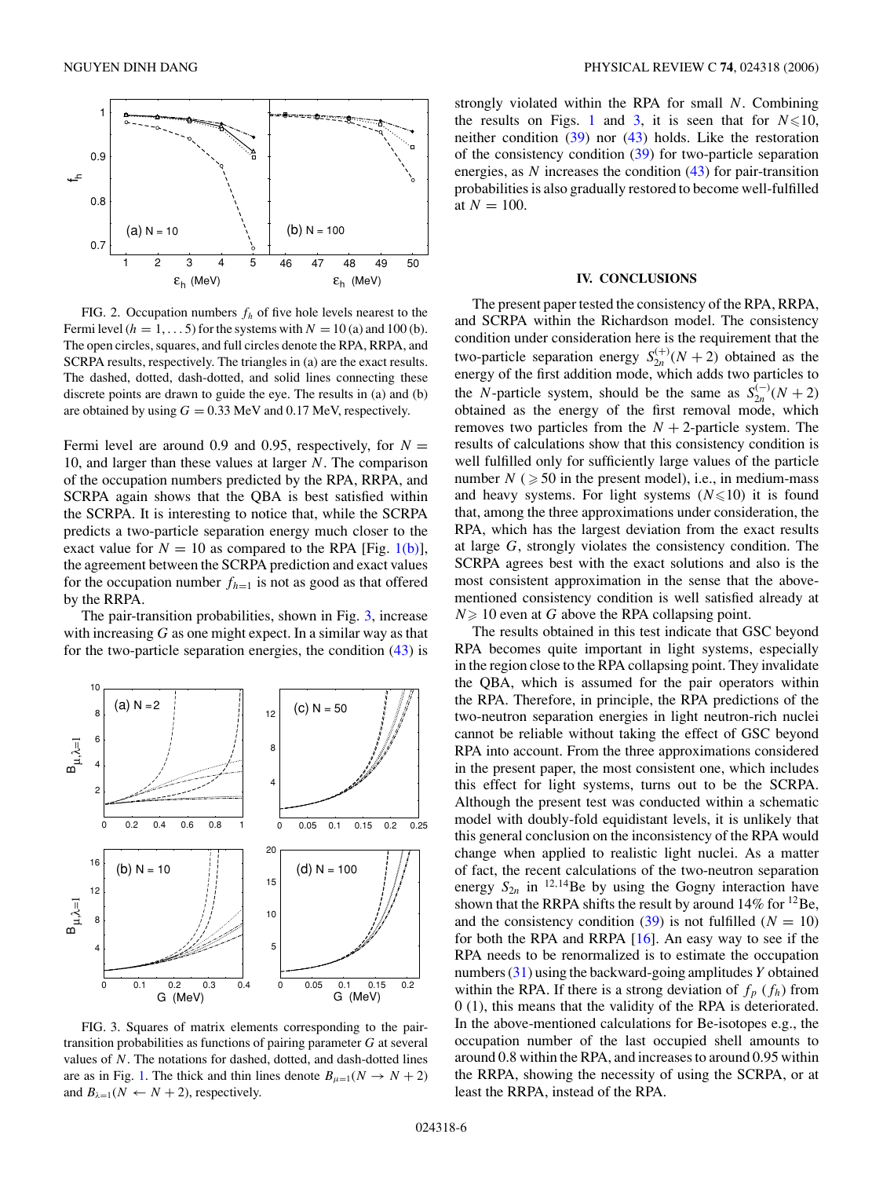FIG. 2. Occupation numbers $f_h$ of five hole levels nearest to the Fermi level ($h = 1, \ldots 5$) for the systems with $N = 10$ (a) and 100 (b). The open circles, squares, and full circles denote the RPA, RRPA, and SCRPA results, respectively. The triangles in (a) are the exact results. The dashed, dotted, dash-dotted, and solid lines connecting these discrete points are drawn to guide the eye. The results in (a) and (b) are obtained by using $G = 0.33$ MeV and 0.17 MeV, respectively.

Fermi level are around 0.9 and 0.95, respectively, for $N = 10$, and larger than these values at larger $N$. The comparison of the occupation numbers predicted by the RPA, RRPA, and SCRPA again shows that the QBA is best satisfied within the SCRPA. It is interesting to notice that, while the SCRPA predicts a two-particle separation energy much closer to the exact value for $N = 10$ as compared to the RPA [Fig. 1(b)], the agreement between the SCRPA prediction and exact values for the occupation number $f_{h=1}$ is not as good as that offered by the RRPA.

The pair-transition probabilities, shown in Fig. 3, increase with increasing $G$ as one might expect. In a similar way as that for the two-particle separation energies, the condition (43) is strongly violated within the RPA for small $N$. Combining the results on Figs. 1 and 3, it is seen that for $N \leqslant 10$, neither condition (39) nor (43) holds. Like the restoration of the consistency condition (39) for two-particle separation energies, as $N$ increases the condition (43) for pair-transition probabilities is also gradually restored to become well-fulfilled at $N = 100$.

FIG. 3. Squares of matrix elements corresponding to the pair-transition probabilities as functions of pairing parameter $G$ at several values of $N$. The notations for dashed, dotted, and dash-dotted lines are as in Fig. 1. The thick and thin lines denote $B_{\mu=1}(N \to N+2)$ and $B_{\lambda=1}(N \leftarrow N+2)$, respectively.

## IV. CONCLUSIONS

The present paper tested the consistency of the RPA, RRPA, and SCRPA within the Richardson model. The consistency condition under consideration here is the requirement that the two-particle separation energy $S_{2n}^{(+)}(N+2)$ obtained as the energy of the first addition mode, which adds two particles to the $N$-particle system, should be the same as $S_{2n}^{(-)}(N+2)$ obtained as the energy of the first removal mode, which removes two particles from the $N+2$-particle system. The results of calculations show that this consistency condition is well fulfilled only for sufficiently large values of the particle number $N$ ($\geqslant 50$ in the present model), i.e., in medium-mass and heavy systems. For light systems ($N \leqslant 10$) it is found that, among the three approximations under consideration, the RPA, which has the largest deviation from the exact results at large $G$, strongly violates the consistency condition. The SCRPA agrees best with the exact solutions and also is the most consistent approximation in the sense that the above-mentioned consistency condition is well satisfied already at $N \geqslant 10$ even at $G$ above the RPA collapsing point.

The results obtained in this test indicate that GSC beyond RPA becomes quite important in light systems, especially in the region close to the RPA collapsing point. They invalidate the QBA, which is assumed for the pair operators within the RPA. Therefore, in principle, the RPA predictions of the two-neutron separation energies in light neutron-rich nuclei cannot be reliable without taking the effect of GSC beyond RPA into account. From the three approximations considered in the present paper, the most consistent one, which includes this effect for light systems, turns out to be the SCRPA. Although the present test was conducted within a schematic model with doubly-fold equidistant levels, it is unlikely that this general conclusion on the inconsistency of the RPA would change when applied to realistic light nuclei. As a matter of fact, the recent calculations of the two-neutron separation energy $S_{2n}$ in $^{12,14}$Be by using the Gogny interaction have shown that the RRPA shifts the result by around 14% for $^{12}$Be, and the consistency condition (39) is not fulfilled ($N = 10$) for both the RPA and RRPA [16]. An easy way to see if the RPA needs to be renormalized is to estimate the occupation numbers (31) using the backward-going amplitudes $Y$ obtained within the RPA. If there is a strong deviation of $f_p$ ($f_h$) from 0 (1), this means that the validity of the RPA is deteriorated. In the above-mentioned calculations for Be-isotopes e.g., the occupation number of the last occupied shell amounts to around 0.8 within the RPA, and increases to around 0.95 within the RRPA, showing the necessity of using the SCRPA, or at least the RRPA, instead of the RPA.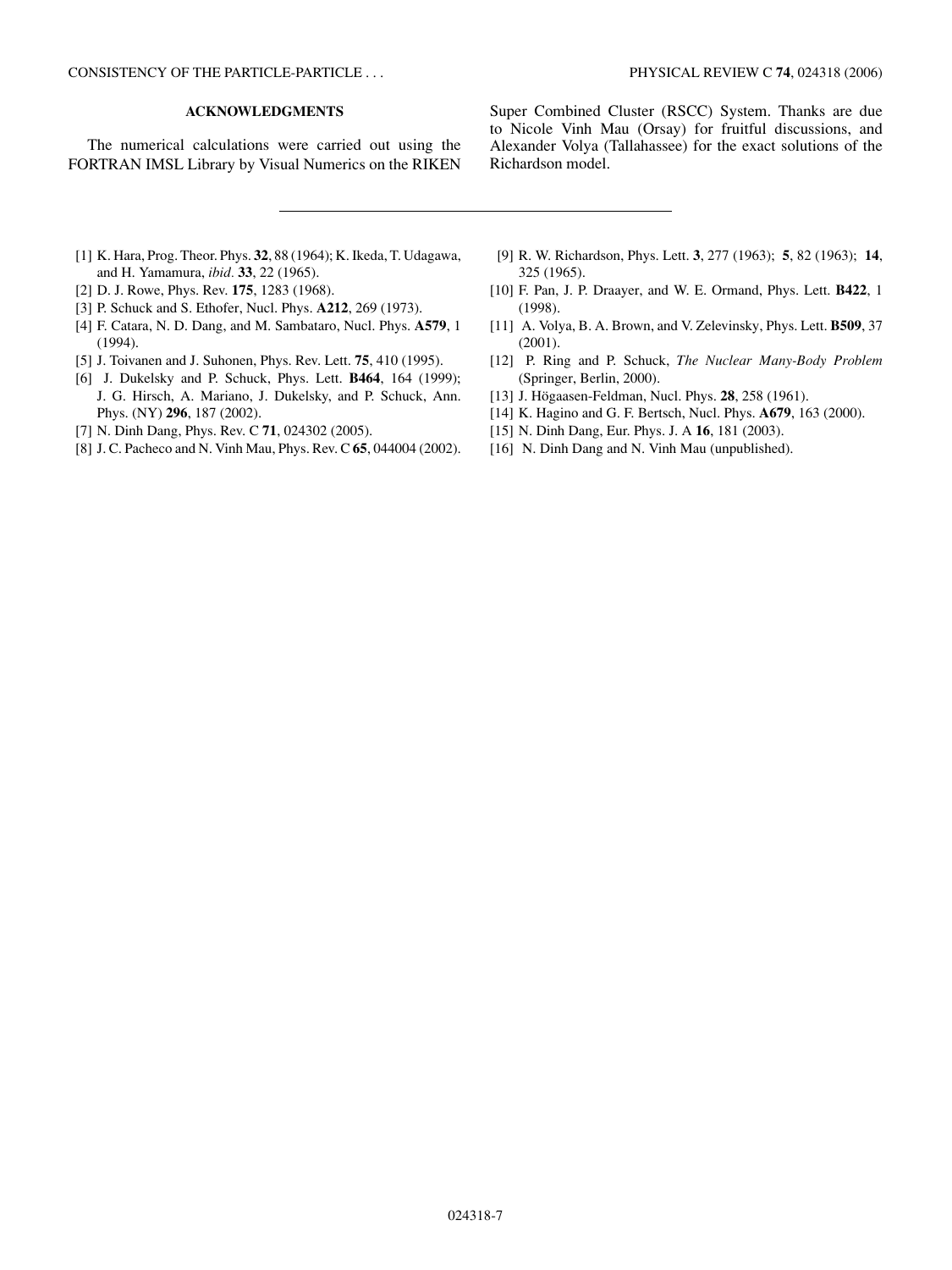## ACKNOWLEDGMENTS

The numerical calculations were carried out using the FORTRAN IMSL Library by Visual Numerics on the RIKEN Super Combined Cluster (RSCC) System. Thanks are due to Nicole Vinh Mau (Orsay) for fruitful discussions, and Alexander Volya (Tallahassee) for the exact solutions of the Richardson model.

---

[1] K. Hara, Prog. Theor. Phys. **32**, 88 (1964); K. Ikeda, T. Udagawa, and H. Yamamura, *ibid.* **33**, 22 (1965).

[2] D. J. Rowe, Phys. Rev. **175**, 1283 (1968).

[3] P. Schuck and S. Ethofer, Nucl. Phys. **A212**, 269 (1973).

[4] F. Catara, N. D. Dang, and M. Sambataro, Nucl. Phys. **A579**, 1 (1994).

[5] J. Toivanen and J. Suhonen, Phys. Rev. Lett. **75**, 410 (1995).

[6] J. Dukelsky and P. Schuck, Phys. Lett. **B464**, 164 (1999); J. G. Hirsch, A. Mariano, J. Dukelsky, and P. Schuck, Ann. Phys. (NY) **296**, 187 (2002).

[7] N. Dinh Dang, Phys. Rev. C **71**, 024302 (2005).

[8] J. C. Pacheco and N. Vinh Mau, Phys. Rev. C **65**, 044004 (2002).

[9] R. W. Richardson, Phys. Lett. **3**, 277 (1963); **5**, 82 (1963); **14**, 325 (1965).

[10] F. Pan, J. P. Draayer, and W. E. Ormand, Phys. Lett. **B422**, 1 (1998).

[11] A. Volya, B. A. Brown, and V. Zelevinsky, Phys. Lett. **B509**, 37 (2001).

[12] P. Ring and P. Schuck, *The Nuclear Many-Body Problem* (Springer, Berlin, 2000).

[13] J. Högaasen-Feldman, Nucl. Phys. **28**, 258 (1961).

[14] K. Hagino and G. F. Bertsch, Nucl. Phys. **A679**, 163 (2000).

[15] N. Dinh Dang, Eur. Phys. J. A **16**, 181 (2003).

[16] N. Dinh Dang and N. Vinh Mau (unpublished).